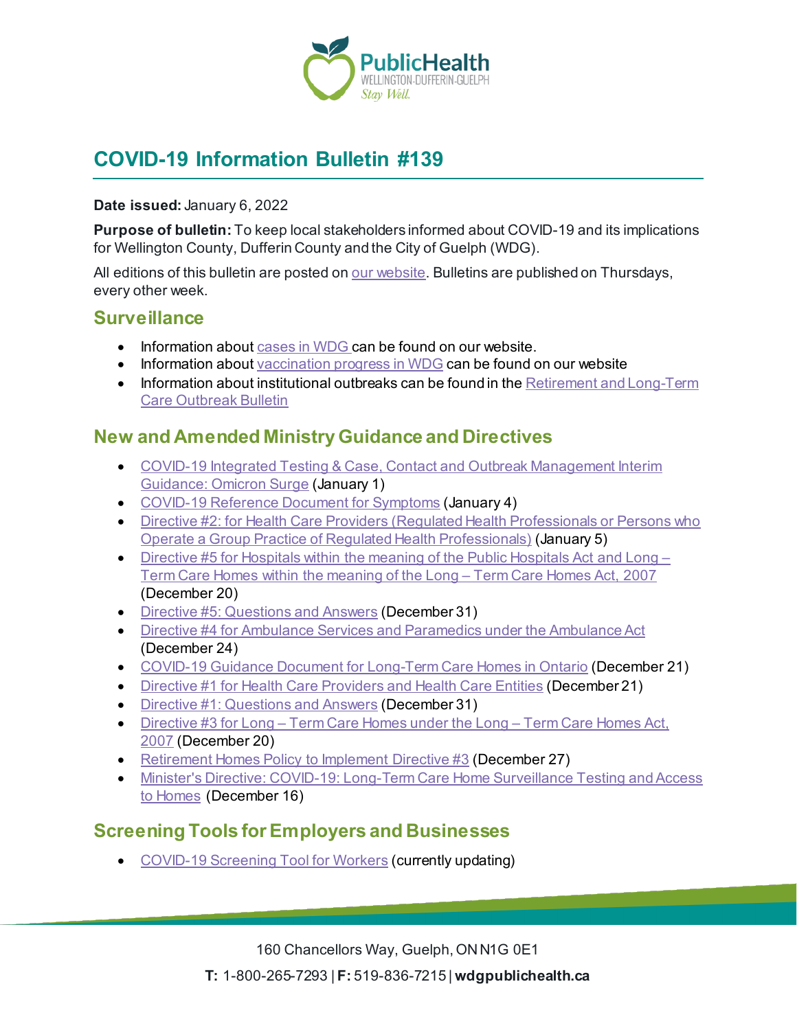# COVID-19 Information Bulletin #139

**Date issued:** January 6, 2022

**Purpose of bulletin:** To keep local stakeholders informed about COVID-19 and its implications for Wellington County, Dufferin County and the City of Guelph (WDG).

All editions of this bulletin are posted on our website. Bulletins are published on Thursdays, every other week.

## Surveillance

- Information about cases in WDG can be found on our website.
- Information about vaccination progress in WDG can be found on our website
- Information about institutional outbreaks can be found in the Retirement and Long-Term Care Outbreak Bulletin

## New and Amended Ministry Guidance and Directives

- COVID-19 Integrated Testing & Case, Contact and Outbreak Management Interim Guidance: Omicron Surge (January 1)
- COVID-19 Reference Document for Symptoms (January 4)
- Directive #2: for Health Care Providers (Regulated Health Professionals or Persons who Operate a Group Practice of Regulated Health Professionals) (January 5)
- Directive #5 for Hospitals within the meaning of the Public Hospitals Act and Long – Term Care Homes within the meaning of the Long – Term Care Homes Act, 2007 (December 20)
- Directive #5: Questions and Answers (December 31)
- Directive #4 for Ambulance Services and Paramedics under the Ambulance Act (December 24)
- COVID-19 Guidance Document for Long-Term Care Homes in Ontario (December 21)
- Directive #1 for Health Care Providers and Health Care Entities (December 21)
- Directive #1: Questions and Answers (December 31)
- Directive #3 for Long – Term Care Homes under the Long – Term Care Homes Act, 2007 (December 20)
- Retirement Homes Policy to Implement Directive #3 (December 27)
- Minister's Directive: COVID-19: Long-Term Care Home Surveillance Testing and Access to Homes (December 16)

## Screening Tools for Employers and Businesses

- COVID-19 Screening Tool for Workers (currently updating)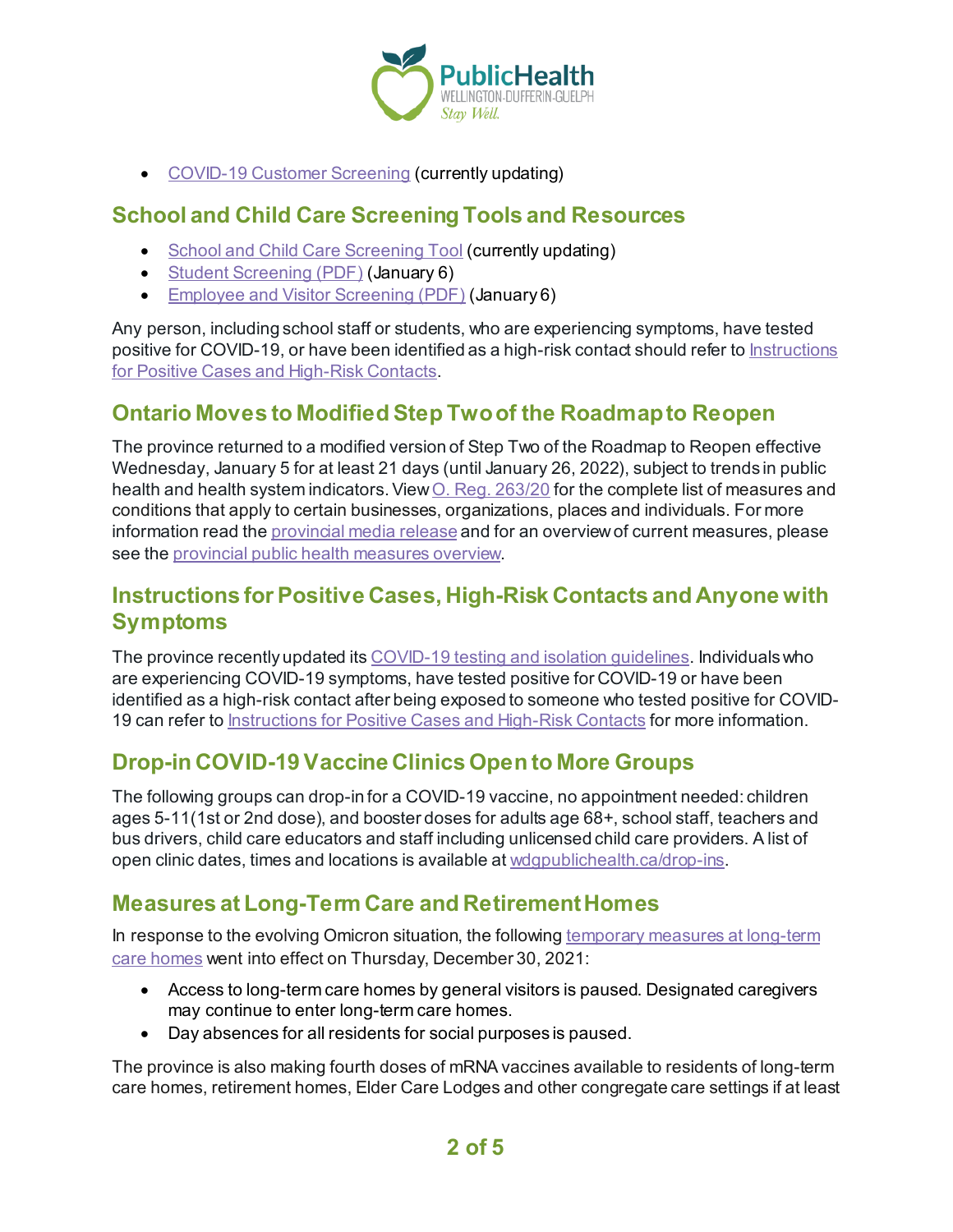- COVID-19 Customer Screening (currently updating)

## School and Child Care Screening Tools and Resources

- School and Child Care Screening Tool (currently updating)
- Student Screening (PDF) (January 6)
- Employee and Visitor Screening (PDF) (January 6)

Any person, including school staff or students, who are experiencing symptoms, have tested positive for COVID-19, or have been identified as a high-risk contact should refer to Instructions for Positive Cases and High-Risk Contacts.

## Ontario Moves to Modified Step Two of the Roadmap to Reopen

The province returned to a modified version of Step Two of the Roadmap to Reopen effective Wednesday, January 5 for at least 21 days (until January 26, 2022), subject to trends in public health and health system indicators. View O. Reg. 263/20 for the complete list of measures and conditions that apply to certain businesses, organizations, places and individuals. For more information read the provincial media release and for an overview of current measures, please see the provincial public health measures overview.

## Instructions for Positive Cases, High-Risk Contacts and Anyone with Symptoms

The province recently updated its COVID-19 testing and isolation guidelines. Individuals who are experiencing COVID-19 symptoms, have tested positive for COVID-19 or have been identified as a high-risk contact after being exposed to someone who tested positive for COVID-19 can refer to Instructions for Positive Cases and High-Risk Contacts for more information.

## Drop-in COVID-19 Vaccine Clinics Open to More Groups

The following groups can drop-in for a COVID-19 vaccine, no appointment needed: children ages 5-11(1st or 2nd dose), and booster doses for adults age 68+, school staff, teachers and bus drivers, child care educators and staff including unlicensed child care providers. A list of open clinic dates, times and locations is available at wdgpublichealth.ca/drop-ins.

## Measures at Long-Term Care and Retirement Homes

In response to the evolving Omicron situation, the following temporary measures at long-term care homes went into effect on Thursday, December 30, 2021:

- Access to long-term care homes by general visitors is paused. Designated caregivers may continue to enter long-term care homes.
- Day absences for all residents for social purposes is paused.

The province is also making fourth doses of mRNA vaccines available to residents of long-term care homes, retirement homes, Elder Care Lodges and other congregate care settings if at least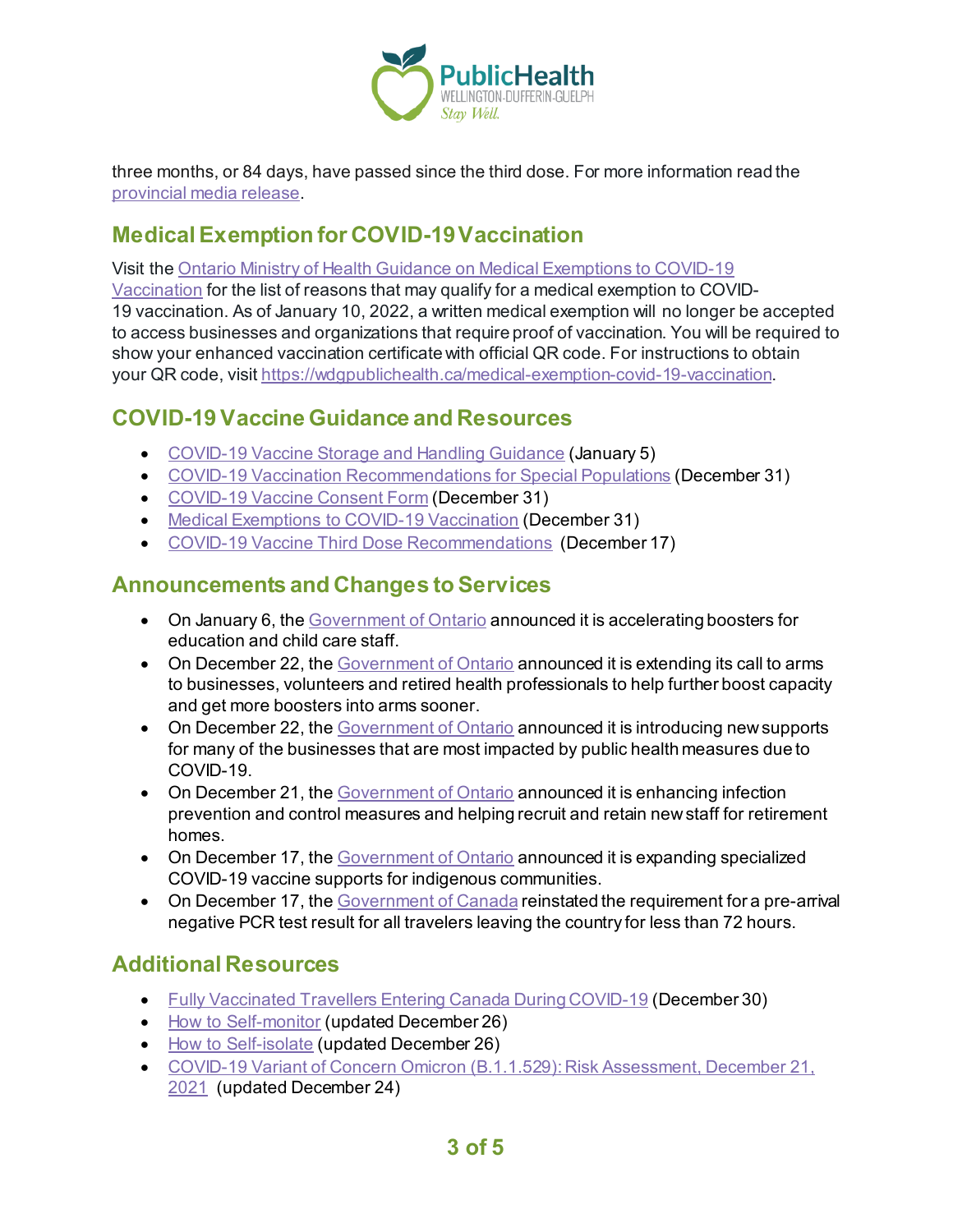three months, or 84 days, have passed since the third dose. For more information read the [provincial media release].

## Medical Exemption for COVID-19 Vaccination

Visit the [Ontario Ministry of Health Guidance on Medical Exemptions to COVID-19 Vaccination] for the list of reasons that may qualify for a medical exemption to COVID-19 vaccination. As of January 10, 2022, a written medical exemption will no longer be accepted to access businesses and organizations that require proof of vaccination. You will be required to show your enhanced vaccination certificate with official QR code. For instructions to obtain your QR code, visit https://wdgpublichealth.ca/medical-exemption-covid-19-vaccination.

## COVID-19 Vaccine Guidance and Resources

- COVID-19 Vaccine Storage and Handling Guidance (January 5)
- COVID-19 Vaccination Recommendations for Special Populations (December 31)
- COVID-19 Vaccine Consent Form (December 31)
- Medical Exemptions to COVID-19 Vaccination (December 31)
- COVID-19 Vaccine Third Dose Recommendations (December 17)

## Announcements and Changes to Services

- On January 6, the Government of Ontario announced it is accelerating boosters for education and child care staff.
- On December 22, the Government of Ontario announced it is extending its call to arms to businesses, volunteers and retired health professionals to help further boost capacity and get more boosters into arms sooner.
- On December 22, the Government of Ontario announced it is introducing new supports for many of the businesses that are most impacted by public health measures due to COVID-19.
- On December 21, the Government of Ontario announced it is enhancing infection prevention and control measures and helping recruit and retain new staff for retirement homes.
- On December 17, the Government of Ontario announced it is expanding specialized COVID-19 vaccine supports for indigenous communities.
- On December 17, the Government of Canada reinstated the requirement for a pre-arrival negative PCR test result for all travelers leaving the country for less than 72 hours.

## Additional Resources

- Fully Vaccinated Travellers Entering Canada During COVID-19 (December 30)
- How to Self-monitor (updated December 26)
- How to Self-isolate (updated December 26)
- COVID-19 Variant of Concern Omicron (B.1.1.529): Risk Assessment, December 21, 2021 (updated December 24)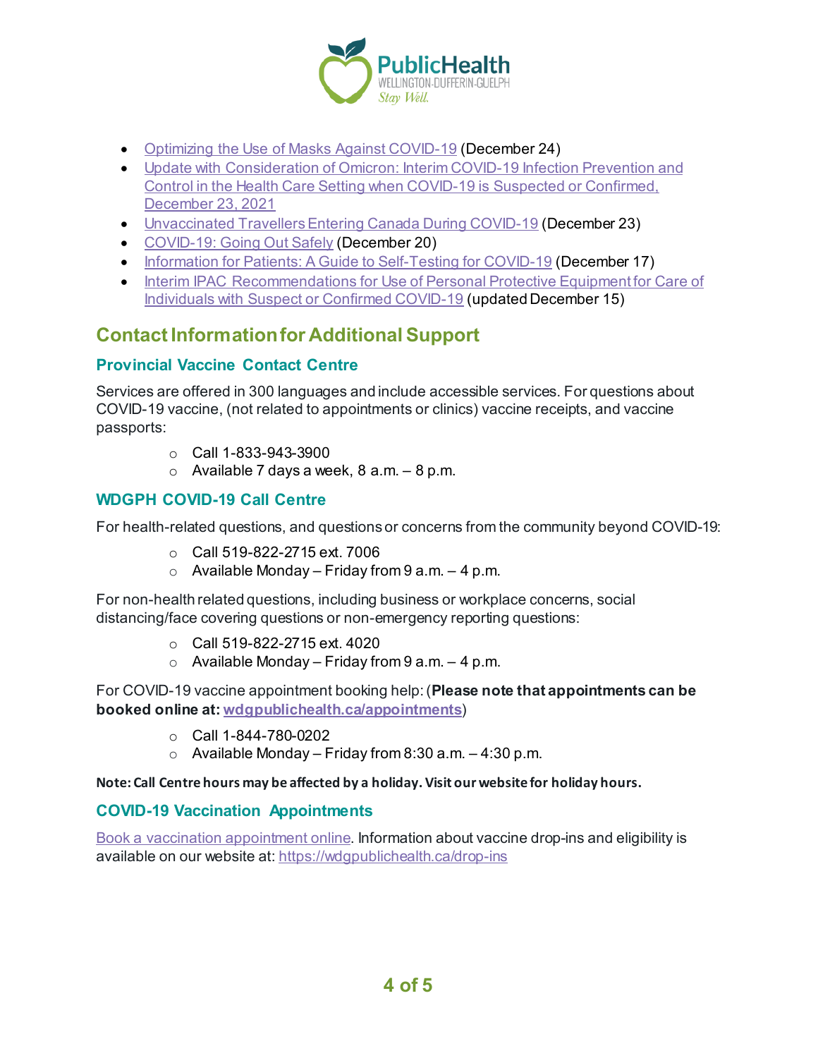- Optimizing the Use of Masks Against COVID-19 (December 24)
- Update with Consideration of Omicron: Interim COVID-19 Infection Prevention and Control in the Health Care Setting when COVID-19 is Suspected or Confirmed, December 23, 2021
- Unvaccinated Travellers Entering Canada During COVID-19 (December 23)
- COVID-19: Going Out Safely (December 20)
- Information for Patients: A Guide to Self-Testing for COVID-19 (December 17)
- Interim IPAC Recommendations for Use of Personal Protective Equipment for Care of Individuals with Suspect or Confirmed COVID-19 (updated December 15)

## Contact Information for Additional Support

### Provincial Vaccine Contact Centre

Services are offered in 300 languages and include accessible services. For questions about COVID-19 vaccine, (not related to appointments or clinics) vaccine receipts, and vaccine passports:

- Call 1-833-943-3900
- Available 7 days a week, 8 a.m. – 8 p.m.

### WDGPH COVID-19 Call Centre

For health-related questions, and questions or concerns from the community beyond COVID-19:

- Call 519-822-2715 ext. 7006
- Available Monday – Friday from 9 a.m. – 4 p.m.

For non-health related questions, including business or workplace concerns, social distancing/face covering questions or non-emergency reporting questions:

- Call 519-822-2715 ext. 4020
- Available Monday – Friday from 9 a.m. – 4 p.m.

For COVID-19 vaccine appointment booking help: (**Please note that appointments can be booked online at: wdgpublichealth.ca/appointments**)

- Call 1-844-780-0202
- Available Monday – Friday from 8:30 a.m. – 4:30 p.m.

**Note: Call Centre hours may be affected by a holiday. Visit our website for holiday hours.**

### COVID-19 Vaccination Appointments

Book a vaccination appointment online. Information about vaccine drop-ins and eligibility is available on our website at: https://wdgpublichealth.ca/drop-ins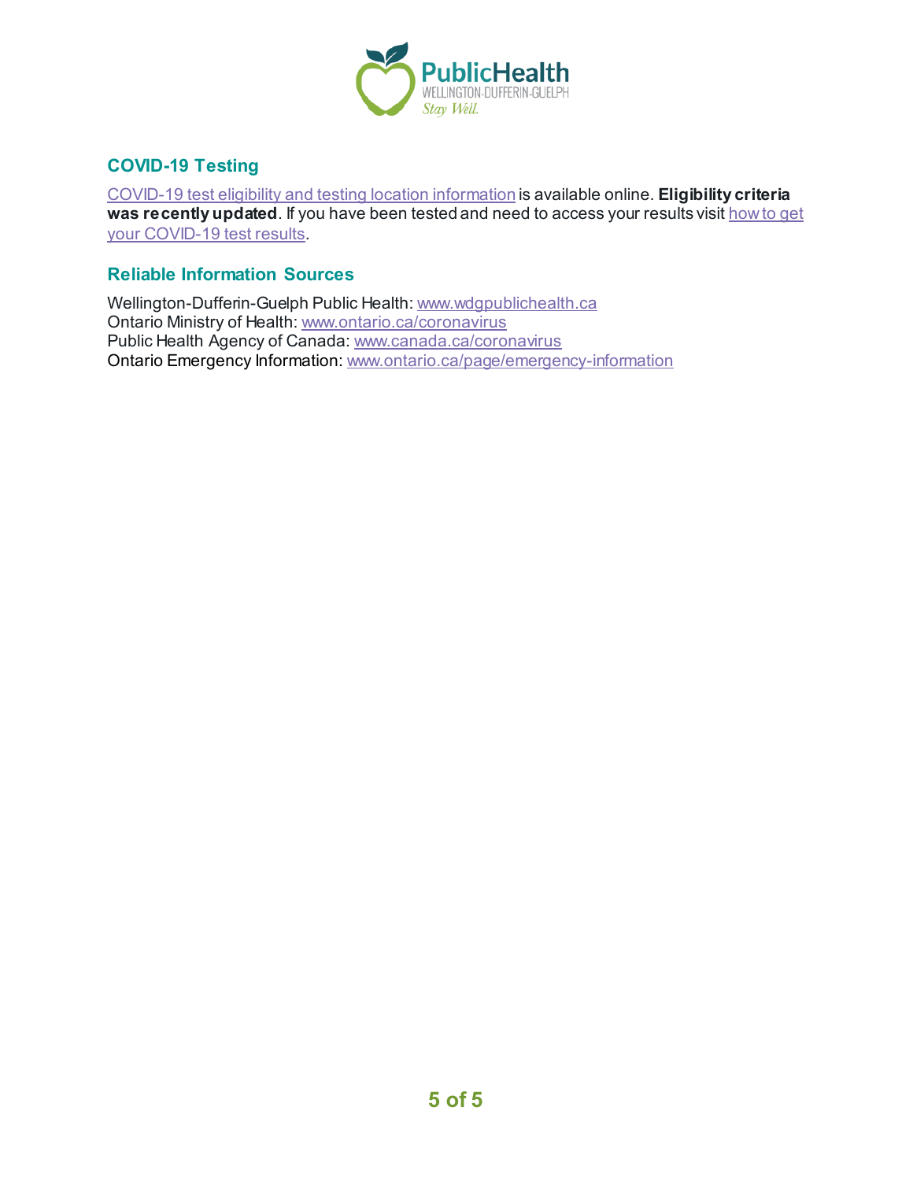## COVID-19 Testing

COVID-19 test eligibility and testing location information is available online. **Eligibility criteria was recently updated**. If you have been tested and need to access your results visit how to get your COVID-19 test results.

## Reliable Information Sources

Wellington-Dufferin-Guelph Public Health: www.wdgpublichealth.ca
Ontario Ministry of Health: www.ontario.ca/coronavirus
Public Health Agency of Canada: www.canada.ca/coronavirus
Ontario Emergency Information: www.ontario.ca/page/emergency-information